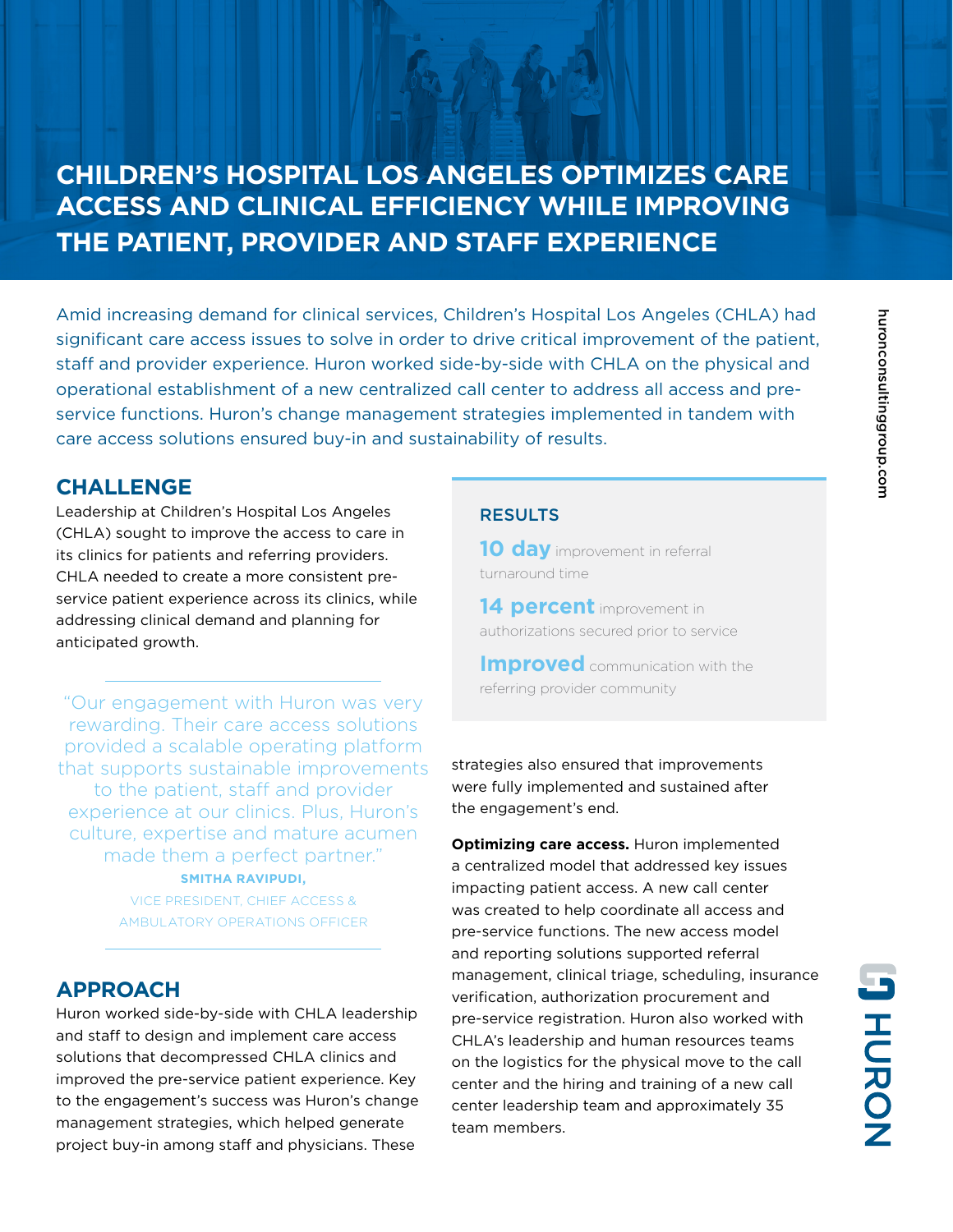# CHILDREN'S HOSPITAL LOS ANGELES OPTIMIZES CARE ACCESS AND CLINICAL EFFICIENCY WHILE IMPROVING THE PATIENT, PROVIDER AND STAFF EXPERIENCE

Amid increasing demand for clinical services, Children's Hospital Los Angeles (CHLA) had significant care access issues to solve in order to drive critical improvement of the patient, staff and provider experience. Huron worked side-by-side with CHLA on the physical and operational establishment of a new centralized call center to address all access and pre-service functions. Huron's change management strategies implemented in tandem with care access solutions ensured buy-in and sustainability of results.

## CHALLENGE

Leadership at Children's Hospital Los Angeles (CHLA) sought to improve the access to care in its clinics for patients and referring providers. CHLA needed to create a more consistent pre-service patient experience across its clinics, while addressing clinical demand and planning for anticipated growth.

> "Our engagement with Huron was very rewarding. Their care access solutions provided a scalable operating platform that supports sustainable improvements to the patient, staff and provider experience at our clinics. Plus, Huron's culture, expertise and mature acumen made them a perfect partner."
>
> **SMITHA RAVIPUDI,**
> VICE PRESIDENT, CHIEF ACCESS & AMBULATORY OPERATIONS OFFICER

## RESULTS

**10 day** improvement in referral turnaround time

**14 percent** improvement in authorizations secured prior to service

**Improved** communication with the referring provider community

## APPROACH

Huron worked side-by-side with CHLA leadership and staff to design and implement care access solutions that decompressed CHLA clinics and improved the pre-service patient experience. Key to the engagement's success was Huron's change management strategies, which helped generate project buy-in among staff and physicians. These strategies also ensured that improvements were fully implemented and sustained after the engagement's end.

**Optimizing care access.** Huron implemented a centralized model that addressed key issues impacting patient access. A new call center was created to help coordinate all access and pre-service functions. The new access model and reporting solutions supported referral management, clinical triage, scheduling, insurance verification, authorization procurement and pre-service registration. Huron also worked with CHLA's leadership and human resources teams on the logistics for the physical move to the call center and the hiring and training of a new call center leadership team and approximately 35 team members.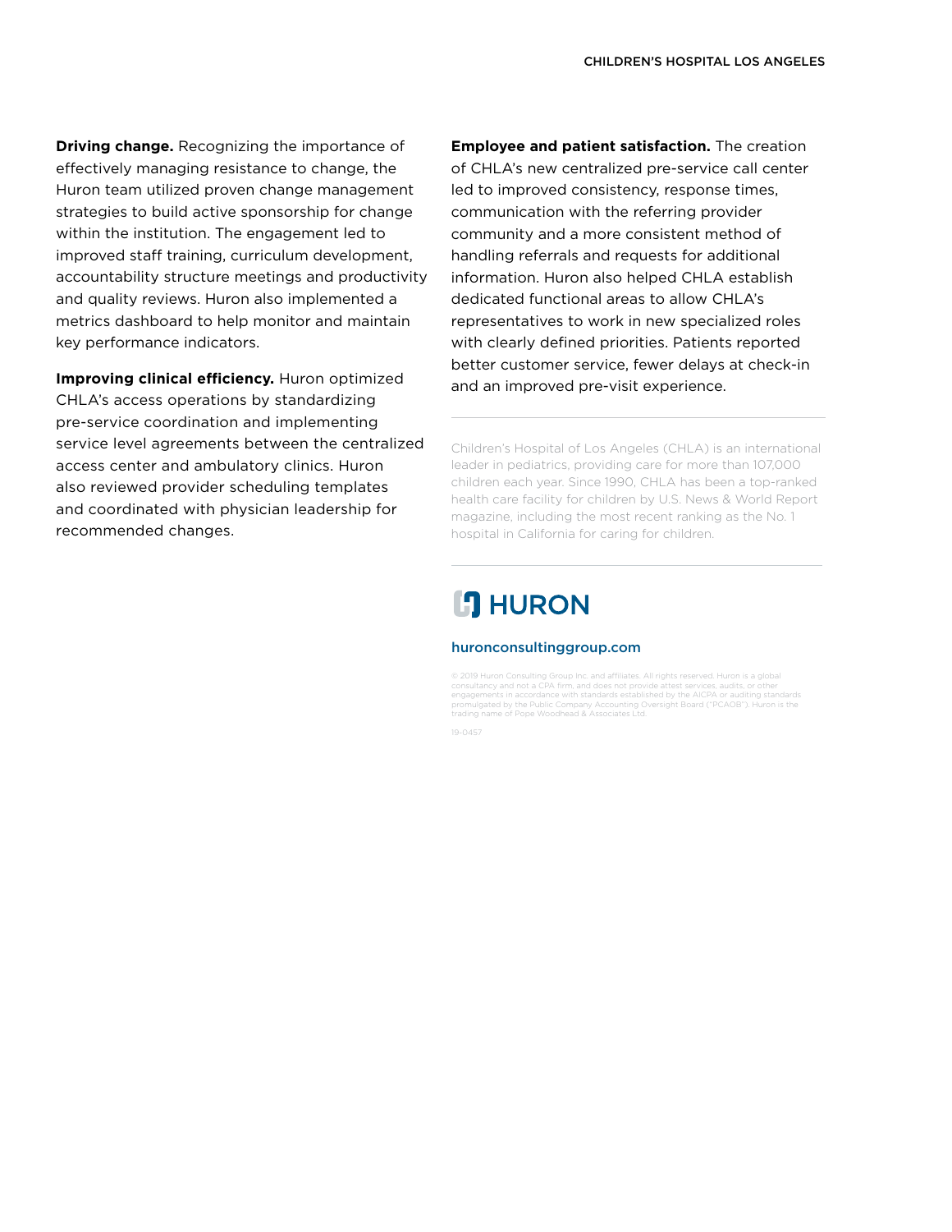**Driving change.** Recognizing the importance of effectively managing resistance to change, the Huron team utilized proven change management strategies to build active sponsorship for change within the institution. The engagement led to improved staff training, curriculum development, accountability structure meetings and productivity and quality reviews. Huron also implemented a metrics dashboard to help monitor and maintain key performance indicators.

**Improving clinical efficiency.** Huron optimized CHLA's access operations by standardizing pre-service coordination and implementing service level agreements between the centralized access center and ambulatory clinics. Huron also reviewed provider scheduling templates and coordinated with physician leadership for recommended changes.

**Employee and patient satisfaction.** The creation of CHLA's new centralized pre-service call center led to improved consistency, response times, communication with the referring provider community and a more consistent method of handling referrals and requests for additional information. Huron also helped CHLA establish dedicated functional areas to allow CHLA's representatives to work in new specialized roles with clearly defined priorities. Patients reported better customer service, fewer delays at check-in and an improved pre-visit experience.

---

Children's Hospital of Los Angeles (CHLA) is an international leader in pediatrics, providing care for more than 107,000 children each year. Since 1990, CHLA has been a top-ranked health care facility for children by U.S. News & World Report magazine, including the most recent ranking as the No. 1 hospital in California for caring for children.

---

HURON

huronconsultinggroup.com

© 2019 Huron Consulting Group Inc. and affiliates. All rights reserved. Huron is a global consultancy and not a CPA firm, and does not provide attest services, audits, or other engagements in accordance with standards established by the AICPA or auditing standards promulgated by the Public Company Accounting Oversight Board ("PCAOB"). Huron is the trading name of Pope Woodhead & Associates Ltd.

19-0457